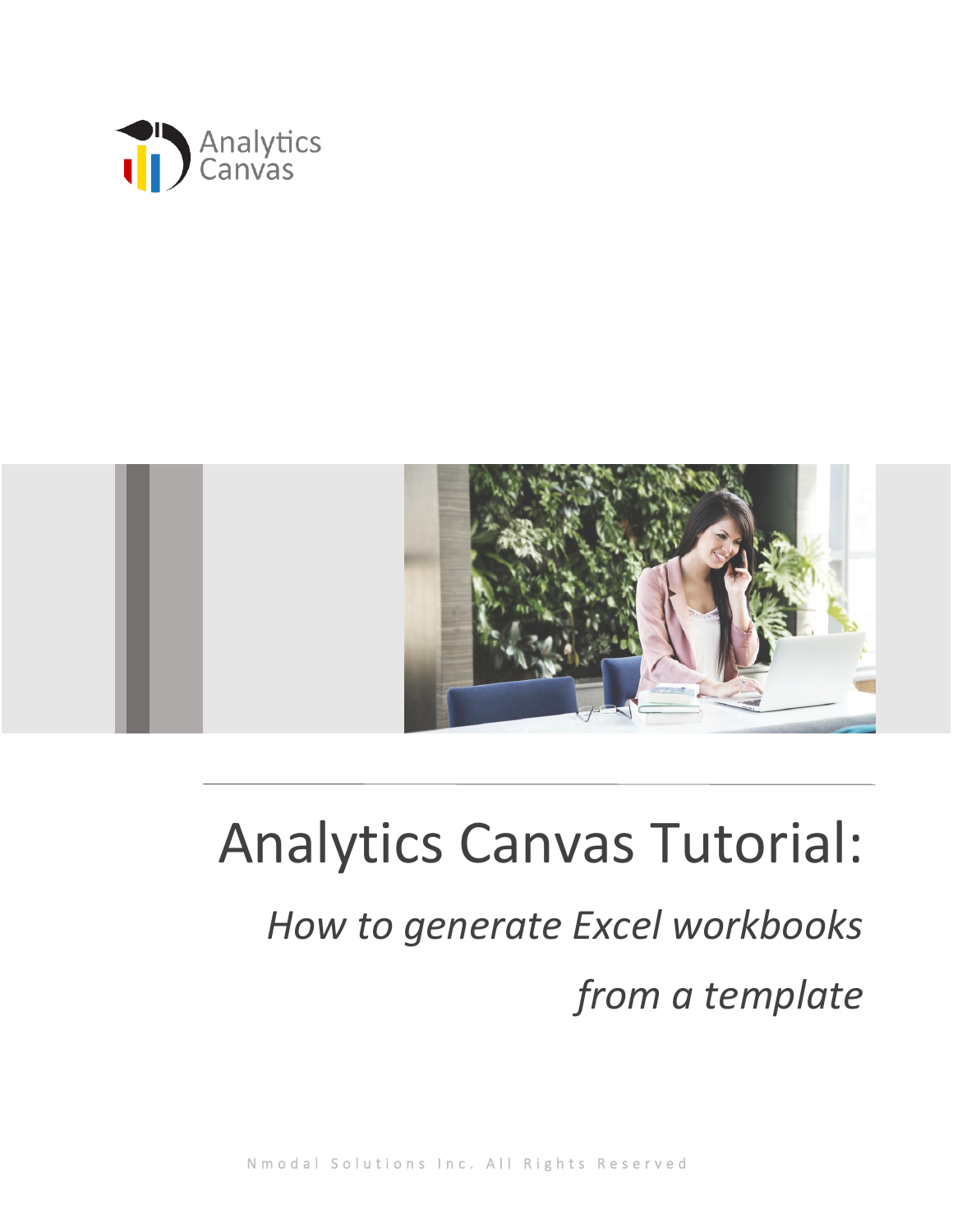Analytics Canvas

# Analytics Canvas Tutorial:

## *How to generate Excel workbooks from a template*

Nmodal Solutions Inc. All Rights Reserved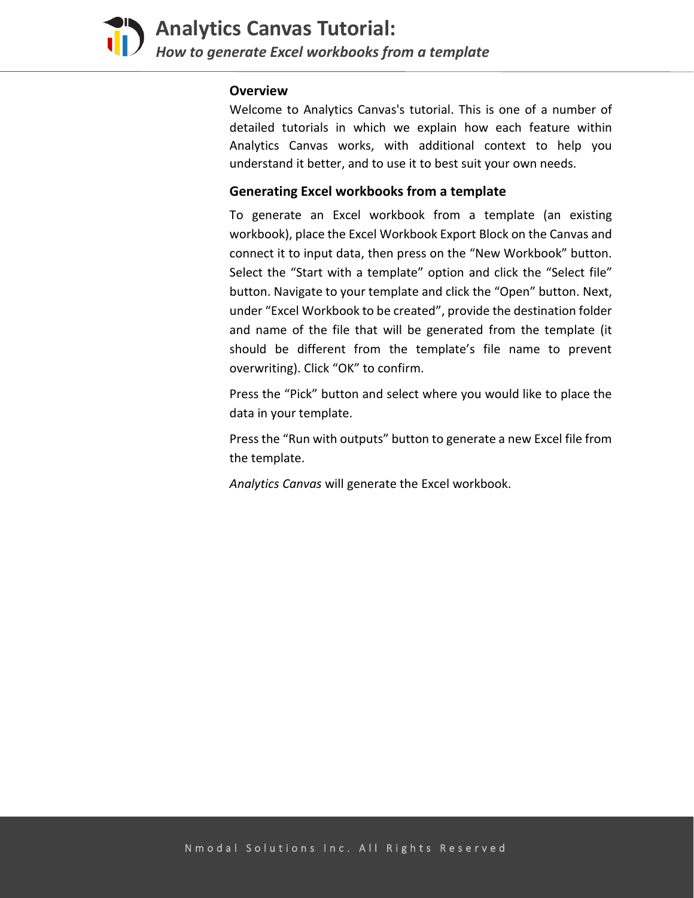### Overview

Welcome to Analytics Canvas's tutorial. This is one of a number of detailed tutorials in which we explain how each feature within Analytics Canvas works, with additional context to help you understand it better, and to use it to best suit your own needs.

### Generating Excel workbooks from a template

To generate an Excel workbook from a template (an existing workbook), place the Excel Workbook Export Block on the Canvas and connect it to input data, then press on the "New Workbook" button. Select the "Start with a template" option and click the "Select file" button. Navigate to your template and click the "Open" button. Next, under "Excel Workbook to be created", provide the destination folder and name of the file that will be generated from the template (it should be different from the template's file name to prevent overwriting). Click "OK" to confirm.

Press the "Pick" button and select where you would like to place the data in your template.

Press the "Run with outputs" button to generate a new Excel file from the template.

*Analytics Canvas* will generate the Excel workbook.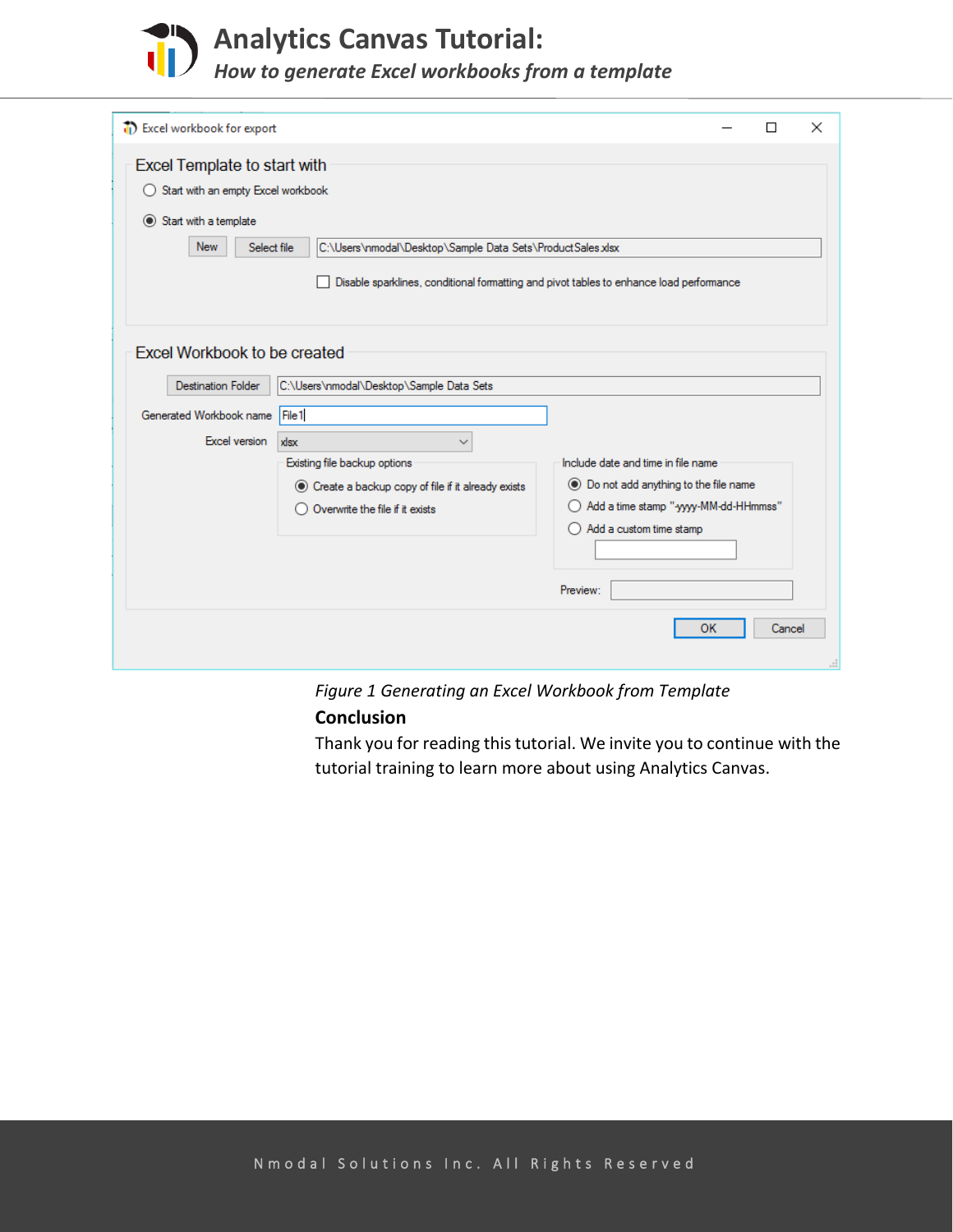*Figure 1 Generating an Excel Workbook from Template*

**Conclusion**

Thank you for reading this tutorial. We invite you to continue with the tutorial training to learn more about using Analytics Canvas.